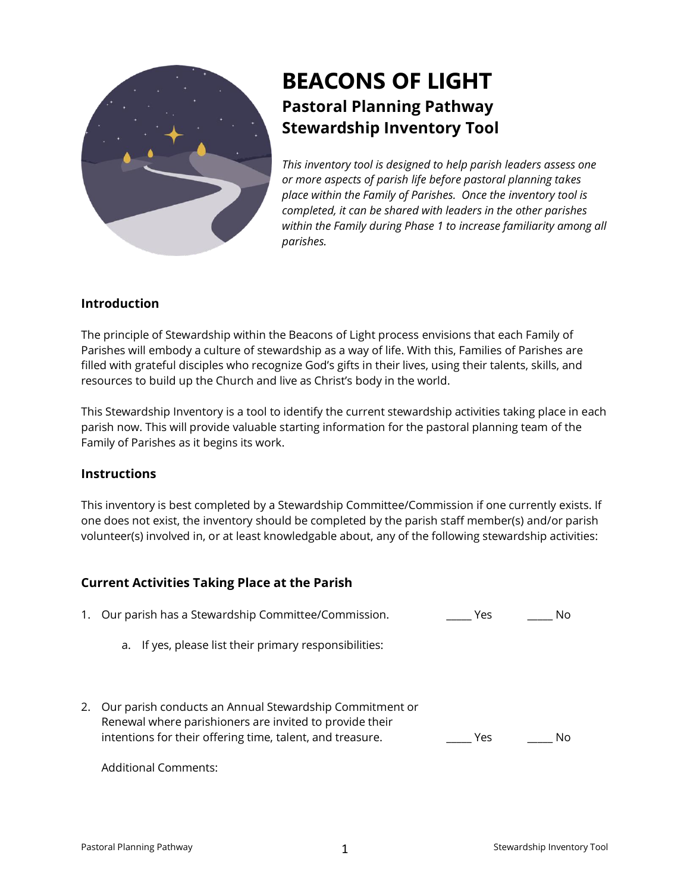# BEACONS OF LIGHT

## Pastoral Planning Pathway
## Stewardship Inventory Tool

*This inventory tool is designed to help parish leaders assess one or more aspects of parish life before pastoral planning takes place within the Family of Parishes. Once the inventory tool is completed, it can be shared with leaders in the other parishes within the Family during Phase 1 to increase familiarity among all parishes.*

### Introduction

The principle of Stewardship within the Beacons of Light process envisions that each Family of Parishes will embody a culture of stewardship as a way of life. With this, Families of Parishes are filled with grateful disciples who recognize God's gifts in their lives, using their talents, skills, and resources to build up the Church and live as Christ's body in the world.

This Stewardship Inventory is a tool to identify the current stewardship activities taking place in each parish now. This will provide valuable starting information for the pastoral planning team of the Family of Parishes as it begins its work.

### Instructions

This inventory is best completed by a Stewardship Committee/Commission if one currently exists. If one does not exist, the inventory should be completed by the parish staff member(s) and/or parish volunteer(s) involved in, or at least knowledgable about, any of the following stewardship activities:

### Current Activities Taking Place at the Parish

1. Our parish has a Stewardship Committee/Commission. _____ Yes _____ No

   a. If yes, please list their primary responsibilities:

2. Our parish conducts an Annual Stewardship Commitment or Renewal where parishioners are invited to provide their intentions for their offering time, talent, and treasure. _____ Yes _____ No

   Additional Comments: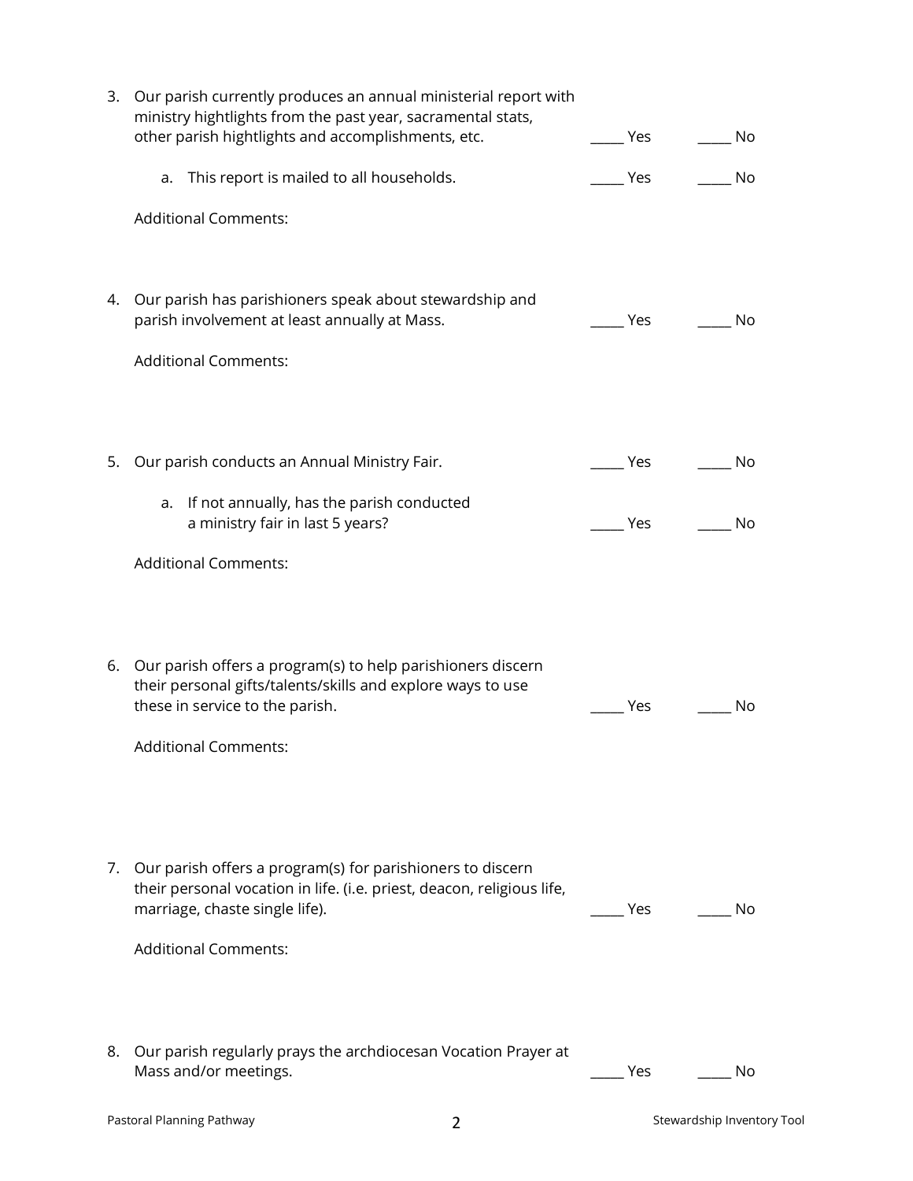3. Our parish currently produces an annual ministerial report with ministry hightlights from the past year, sacramental stats, other parish hightlights and accomplishments, etc. _____ Yes _____ No

   a. This report is mailed to all households. _____ Yes _____ No

   Additional Comments:

4. Our parish has parishioners speak about stewardship and parish involvement at least annually at Mass. _____ Yes _____ No

   Additional Comments:

5. Our parish conducts an Annual Ministry Fair. _____ Yes _____ No

   a. If not annually, has the parish conducted a ministry fair in last 5 years? _____ Yes _____ No

   Additional Comments:

6. Our parish offers a program(s) to help parishioners discern their personal gifts/talents/skills and explore ways to use these in service to the parish. _____ Yes _____ No

   Additional Comments:

7. Our parish offers a program(s) for parishioners to discern their personal vocation in life. (i.e. priest, deacon, religious life, marriage, chaste single life). _____ Yes _____ No

   Additional Comments:

8. Our parish regularly prays the archdiocesan Vocation Prayer at Mass and/or meetings. _____ Yes _____ No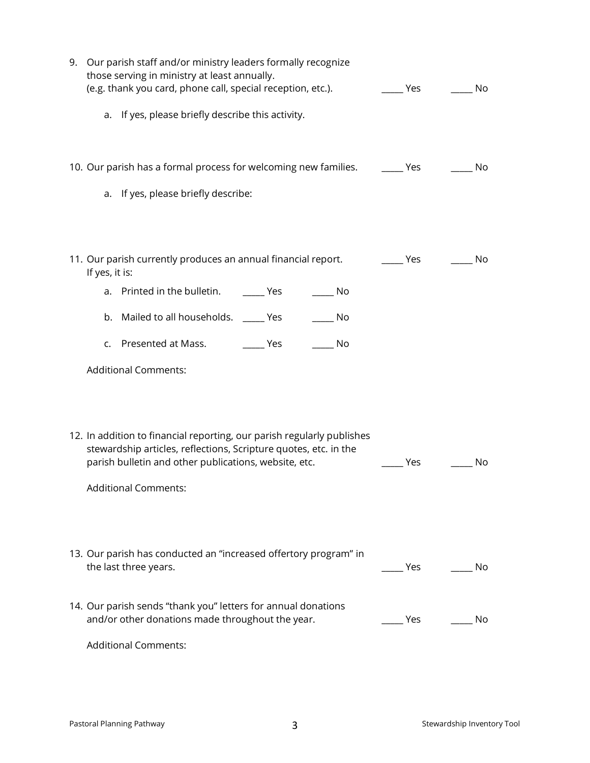9. Our parish staff and/or ministry leaders formally recognize those serving in ministry at least annually. (e.g. thank you card, phone call, special reception, etc.). _____ Yes _____ No

   a. If yes, please briefly describe this activity.

10. Our parish has a formal process for welcoming new families. _____ Yes _____ No

    a. If yes, please briefly describe:

11. Our parish currently produces an annual financial report. _____ Yes _____ No
    If yes, it is:

    a. Printed in the bulletin. _____ Yes _____ No

    b. Mailed to all households. _____ Yes _____ No

    c. Presented at Mass. _____ Yes _____ No

    Additional Comments:

12. In addition to financial reporting, our parish regularly publishes stewardship articles, reflections, Scripture quotes, etc. in the parish bulletin and other publications, website, etc. _____ Yes _____ No

    Additional Comments:

13. Our parish has conducted an "increased offertory program" in the last three years. _____ Yes _____ No

14. Our parish sends "thank you" letters for annual donations and/or other donations made throughout the year. _____ Yes _____ No

    Additional Comments: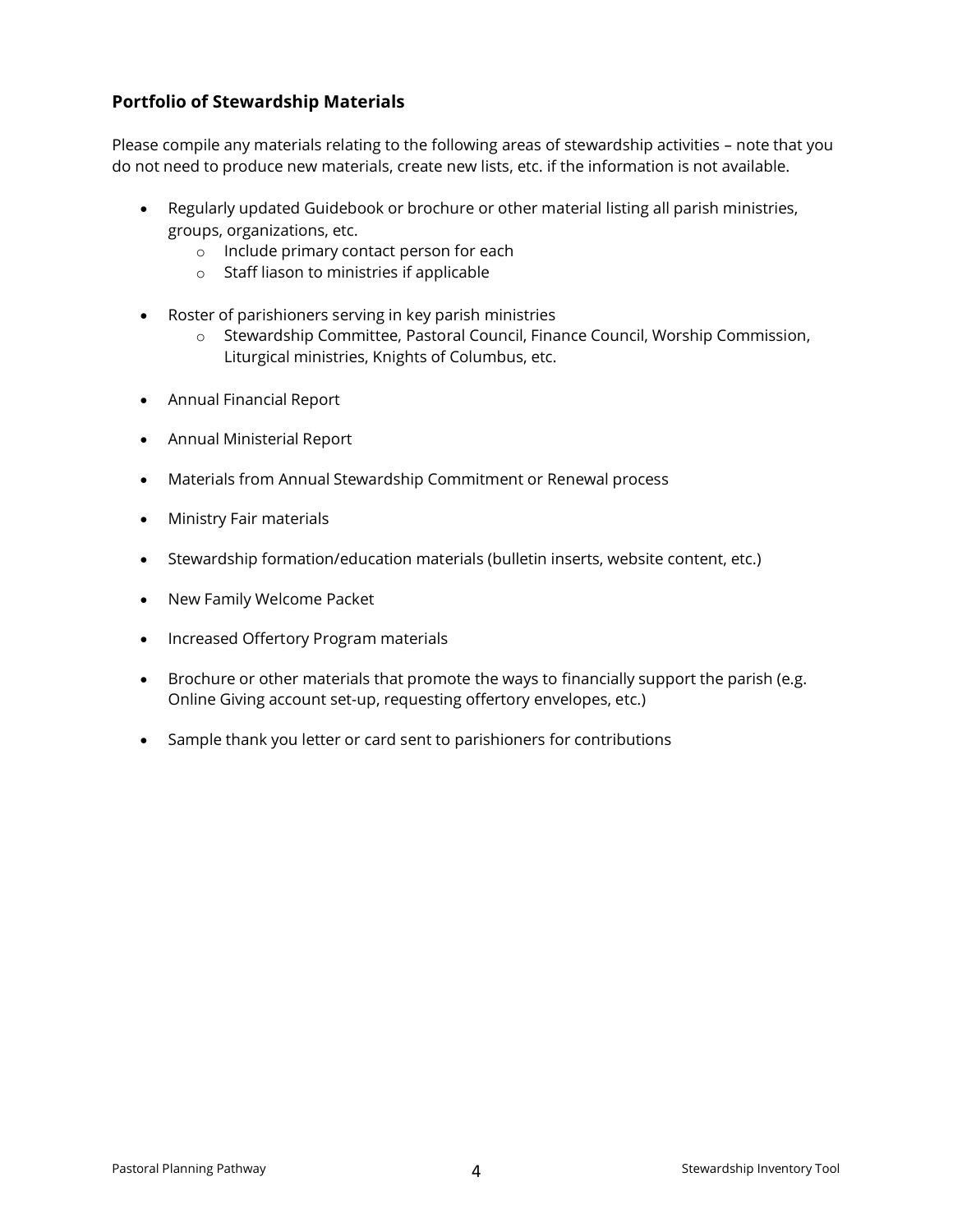### Portfolio of Stewardship Materials

Please compile any materials relating to the following areas of stewardship activities – note that you do not need to produce new materials, create new lists, etc. if the information is not available.

- Regularly updated Guidebook or brochure or other material listing all parish ministries, groups, organizations, etc.
  - Include primary contact person for each
  - Staff liason to ministries if applicable
- Roster of parishioners serving in key parish ministries
  - Stewardship Committee, Pastoral Council, Finance Council, Worship Commission, Liturgical ministries, Knights of Columbus, etc.
- Annual Financial Report
- Annual Ministerial Report
- Materials from Annual Stewardship Commitment or Renewal process
- Ministry Fair materials
- Stewardship formation/education materials (bulletin inserts, website content, etc.)
- New Family Welcome Packet
- Increased Offertory Program materials
- Brochure or other materials that promote the ways to financially support the parish (e.g. Online Giving account set-up, requesting offertory envelopes, etc.)
- Sample thank you letter or card sent to parishioners for contributions